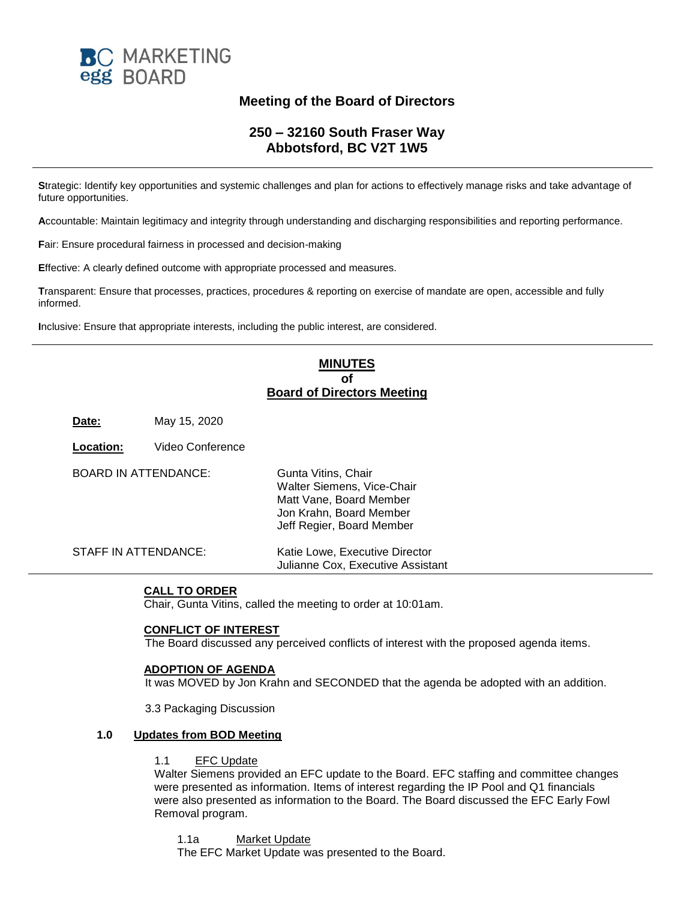BC MARKETING
egg BOARD

## Meeting of the Board of Directors

### 250 – 32160 South Fraser Way
### Abbotsford, BC V2T 1W5

---

**S**trategic: Identify key opportunities and systemic challenges and plan for actions to effectively manage risks and take advantage of future opportunities.

**A**ccountable: Maintain legitimacy and integrity through understanding and discharging responsibilities and reporting performance.

**F**air: Ensure procedural fairness in processed and decision-making

**E**ffective: A clearly defined outcome with appropriate processed and measures.

**T**ransparent: Ensure that processes, practices, procedures & reporting on exercise of mandate are open, accessible and fully informed.

**I**nclusive: Ensure that appropriate interests, including the public interest, are considered.

---

## MINUTES of Board of Directors Meeting

**Date:** May 15, 2020

**Location:** Video Conference

BOARD IN ATTENDANCE:
Gunta Vitins, Chair
Walter Siemens, Vice-Chair
Matt Vane, Board Member
Jon Krahn, Board Member
Jeff Regier, Board Member

STAFF IN ATTENDANCE:
Katie Lowe, Executive Director
Julianne Cox, Executive Assistant

---

**CALL TO ORDER**
Chair, Gunta Vitins, called the meeting to order at 10:01am.

**CONFLICT OF INTEREST**
The Board discussed any perceived conflicts of interest with the proposed agenda items.

**ADOPTION OF AGENDA**
It was MOVED by Jon Krahn and SECONDED that the agenda be adopted with an addition.

3.3 Packaging Discussion

**1.0 Updates from BOD Meeting**

1.1 EFC Update
Walter Siemens provided an EFC update to the Board. EFC staffing and committee changes were presented as information. Items of interest regarding the IP Pool and Q1 financials were also presented as information to the Board. The Board discussed the EFC Early Fowl Removal program.

1.1a Market Update
The EFC Market Update was presented to the Board.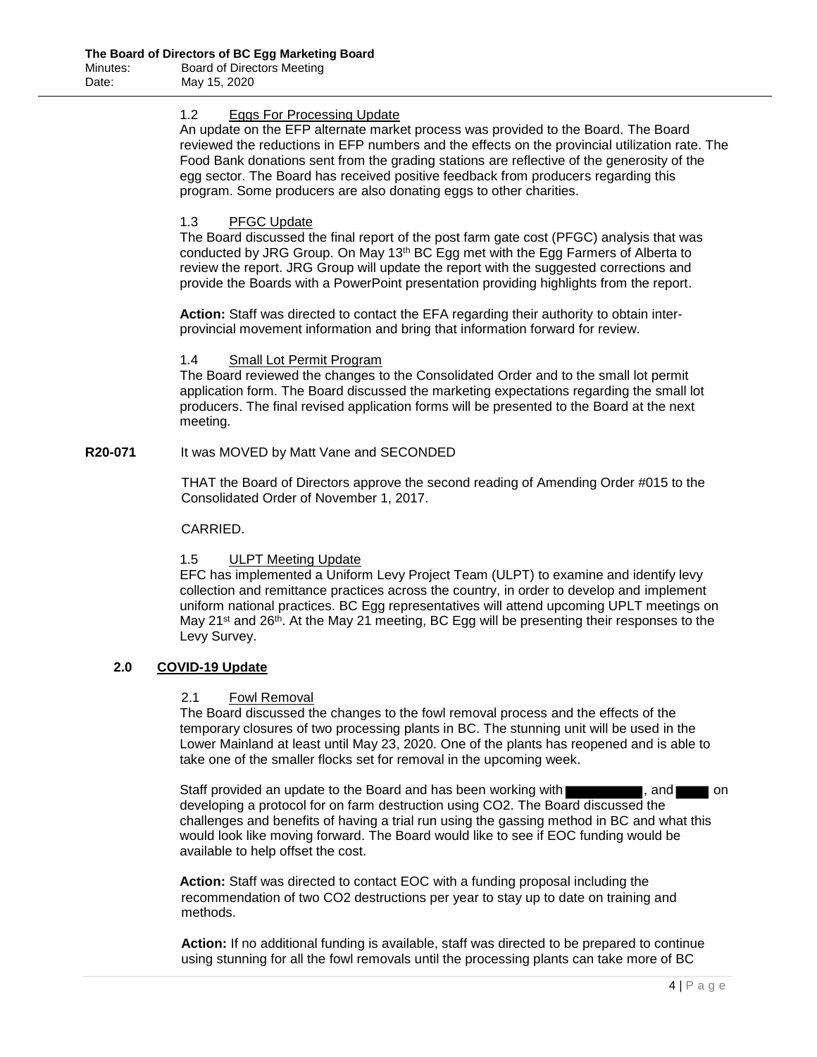1.2 Eggs For Processing Update

An update on the EFP alternate market process was provided to the Board. The Board reviewed the reductions in EFP numbers and the effects on the provincial utilization rate. The Food Bank donations sent from the grading stations are reflective of the generosity of the egg sector. The Board has received positive feedback from producers regarding this program. Some producers are also donating eggs to other charities.

1.3 PFGC Update

The Board discussed the final report of the post farm gate cost (PFGC) analysis that was conducted by JRG Group. On May 13th BC Egg met with the Egg Farmers of Alberta to review the report. JRG Group will update the report with the suggested corrections and provide the Boards with a PowerPoint presentation providing highlights from the report.

**Action:** Staff was directed to contact the EFA regarding their authority to obtain inter-provincial movement information and bring that information forward for review.

1.4 Small Lot Permit Program

The Board reviewed the changes to the Consolidated Order and to the small lot permit application form. The Board discussed the marketing expectations regarding the small lot producers. The final revised application forms will be presented to the Board at the next meeting.

**R20-071** It was MOVED by Matt Vane and SECONDED

THAT the Board of Directors approve the second reading of Amending Order #015 to the Consolidated Order of November 1, 2017.

CARRIED.

1.5 ULPT Meeting Update

EFC has implemented a Uniform Levy Project Team (ULPT) to examine and identify levy collection and remittance practices across the country, in order to develop and implement uniform national practices. BC Egg representatives will attend upcoming UPLT meetings on May 21st and 26th. At the May 21 meeting, BC Egg will be presenting their responses to the Levy Survey.

## 2.0 COVID-19 Update

2.1 Fowl Removal

The Board discussed the changes to the fowl removal process and the effects of the temporary closures of two processing plants in BC. The stunning unit will be used in the Lower Mainland at least until May 23, 2020. One of the plants has reopened and is able to take one of the smaller flocks set for removal in the upcoming week.

Staff provided an update to the Board and has been working with ██████████, and █████ on developing a protocol for on farm destruction using $CO_2$. The Board discussed the challenges and benefits of having a trial run using the gassing method in BC and what this would look like moving forward. The Board would like to see if EOC funding would be available to help offset the cost.

**Action:** Staff was directed to contact EOC with a funding proposal including the recommendation of two $CO_2$ destructions per year to stay up to date on training and methods.

**Action:** If no additional funding is available, staff was directed to be prepared to continue using stunning for all the fowl removals until the processing plants can take more of BC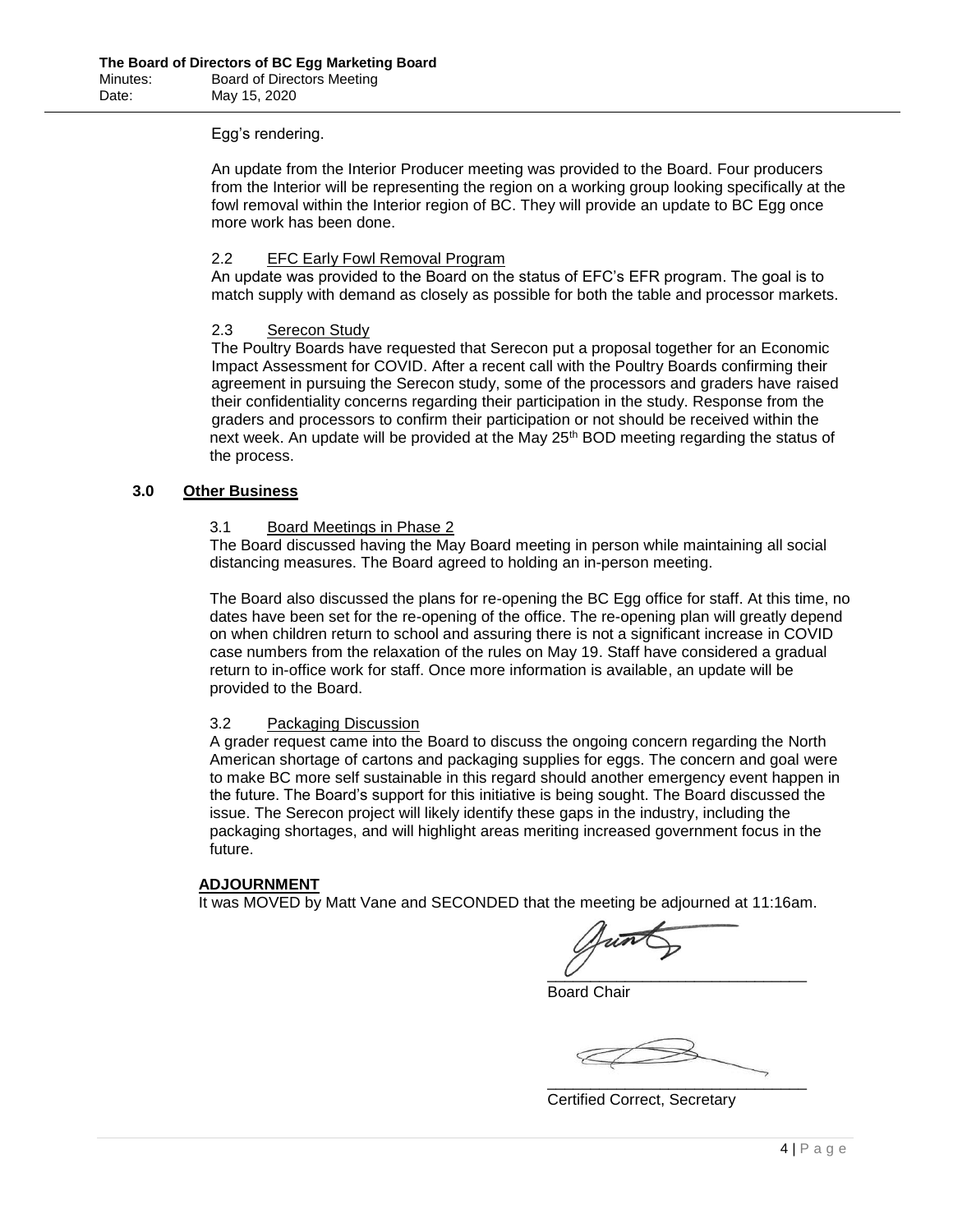Egg's rendering.

An update from the Interior Producer meeting was provided to the Board. Four producers from the Interior will be representing the region on a working group looking specifically at the fowl removal within the Interior region of BC. They will provide an update to BC Egg once more work has been done.

2.2 EFC Early Fowl Removal Program

An update was provided to the Board on the status of EFC's EFR program. The goal is to match supply with demand as closely as possible for both the table and processor markets.

2.3 Serecon Study

The Poultry Boards have requested that Serecon put a proposal together for an Economic Impact Assessment for COVID. After a recent call with the Poultry Boards confirming their agreement in pursuing the Serecon study, some of the processors and graders have raised their confidentiality concerns regarding their participation in the study. Response from the graders and processors to confirm their participation or not should be received within the next week. An update will be provided at the May 25th BOD meeting regarding the status of the process.

## 3.0 Other Business

3.1 Board Meetings in Phase 2

The Board discussed having the May Board meeting in person while maintaining all social distancing measures. The Board agreed to holding an in-person meeting.

The Board also discussed the plans for re-opening the BC Egg office for staff. At this time, no dates have been set for the re-opening of the office. The re-opening plan will greatly depend on when children return to school and assuring there is not a significant increase in COVID case numbers from the relaxation of the rules on May 19. Staff have considered a gradual return to in-office work for staff. Once more information is available, an update will be provided to the Board.

3.2 Packaging Discussion

A grader request came into the Board to discuss the ongoing concern regarding the North American shortage of cartons and packaging supplies for eggs. The concern and goal were to make BC more self sustainable in this regard should another emergency event happen in the future. The Board's support for this initiative is being sought. The Board discussed the issue. The Serecon project will likely identify these gaps in the industry, including the packaging shortages, and will highlight areas meriting increased government focus in the future.

**ADJOURNMENT**

It was MOVED by Matt Vane and SECONDED that the meeting be adjourned at 11:16am.

_____________________________
Board Chair

_____________________________
Certified Correct, Secretary